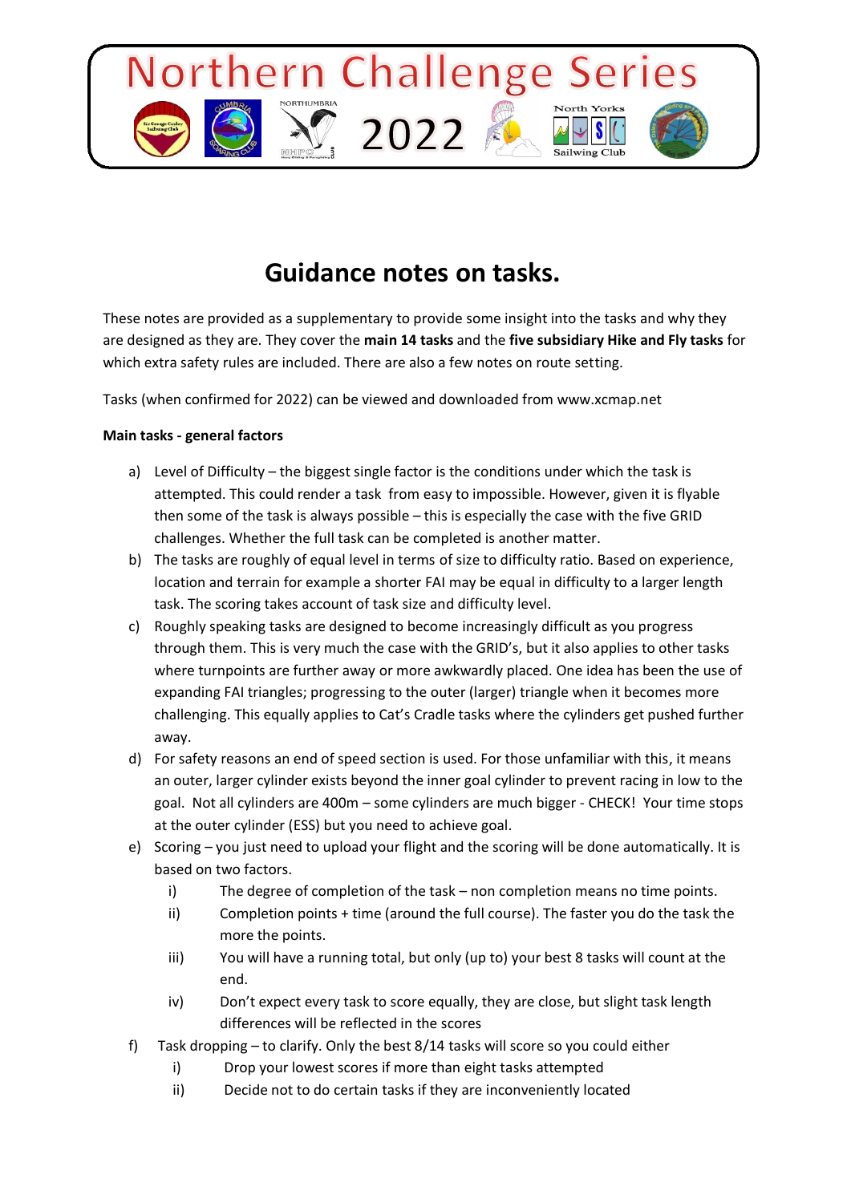# Northern Challenge Series 2022

## Guidance notes on tasks.

These notes are provided as a supplementary to provide some insight into the tasks and why they are designed as they are. They cover the **main 14 tasks** and the **five subsidiary Hike and Fly tasks** for which extra safety rules are included. There are also a few notes on route setting.

Tasks (when confirmed for 2022) can be viewed and downloaded from www.xcmap.net

**Main tasks - general factors**

a) Level of Difficulty – the biggest single factor is the conditions under which the task is attempted. This could render a task from easy to impossible. However, given it is flyable then some of the task is always possible – this is especially the case with the five GRID challenges. Whether the full task can be completed is another matter.

b) The tasks are roughly of equal level in terms of size to difficulty ratio. Based on experience, location and terrain for example a shorter FAI may be equal in difficulty to a larger length task. The scoring takes account of task size and difficulty level.

c) Roughly speaking tasks are designed to become increasingly difficult as you progress through them. This is very much the case with the GRID's, but it also applies to other tasks where turnpoints are further away or more awkwardly placed. One idea has been the use of expanding FAI triangles; progressing to the outer (larger) triangle when it becomes more challenging. This equally applies to Cat's Cradle tasks where the cylinders get pushed further away.

d) For safety reasons an end of speed section is used. For those unfamiliar with this, it means an outer, larger cylinder exists beyond the inner goal cylinder to prevent racing in low to the goal. Not all cylinders are 400m – some cylinders are much bigger - CHECK! Your time stops at the outer cylinder (ESS) but you need to achieve goal.

e) Scoring – you just need to upload your flight and the scoring will be done automatically. It is based on two factors.
   i) The degree of completion of the task – non completion means no time points.
   ii) Completion points + time (around the full course). The faster you do the task the more the points.
   iii) You will have a running total, but only (up to) your best 8 tasks will count at the end.
   iv) Don't expect every task to score equally, they are close, but slight task length differences will be reflected in the scores

f) Task dropping – to clarify. Only the best 8/14 tasks will score so you could either
   i) Drop your lowest scores if more than eight tasks attempted
   ii) Decide not to do certain tasks if they are inconveniently located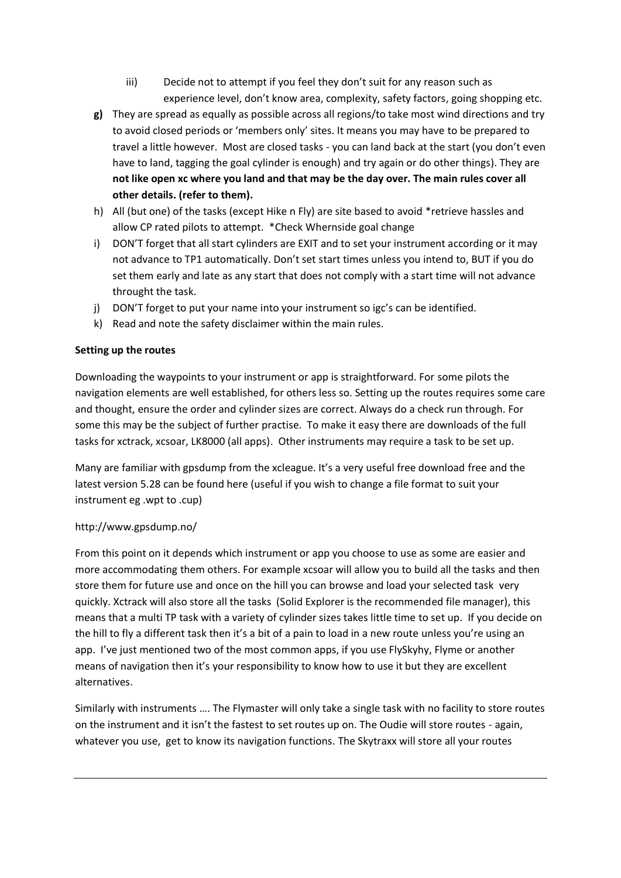iii) Decide not to attempt if you feel they don't suit for any reason such as experience level, don't know area, complexity, safety factors, going shopping etc.

**g)** They are spread as equally as possible across all regions/to take most wind directions and try to avoid closed periods or 'members only' sites. It means you may have to be prepared to travel a little however. Most are closed tasks - you can land back at the start (you don't even have to land, tagging the goal cylinder is enough) and try again or do other things). They are **not like open xc where you land and that may be the day over. The main rules cover all other details. (refer to them).**

h) All (but one) of the tasks (except Hike n Fly) are site based to avoid *retrieve hassles and allow CP rated pilots to attempt. *Check Whernside goal change

i) DON'T forget that all start cylinders are EXIT and to set your instrument according or it may not advance to TP1 automatically. Don't set start times unless you intend to, BUT if you do set them early and late as any start that does not comply with a start time will not advance throught the task.

j) DON'T forget to put your name into your instrument so igc's can be identified.

k) Read and note the safety disclaimer within the main rules.

**Setting up the routes**

Downloading the waypoints to your instrument or app is straightforward. For some pilots the navigation elements are well established, for others less so. Setting up the routes requires some care and thought, ensure the order and cylinder sizes are correct. Always do a check run through. For some this may be the subject of further practise. To make it easy there are downloads of the full tasks for xctrack, xcsoar, LK8000 (all apps). Other instruments may require a task to be set up.

Many are familiar with gpsdump from the xcleague. It's a very useful free download free and the latest version 5.28 can be found here (useful if you wish to change a file format to suit your instrument eg .wpt to .cup)

http://www.gpsdump.no/

From this point on it depends which instrument or app you choose to use as some are easier and more accommodating them others. For example xcsoar will allow you to build all the tasks and then store them for future use and once on the hill you can browse and load your selected task very quickly. Xctrack will also store all the tasks (Solid Explorer is the recommended file manager), this means that a multi TP task with a variety of cylinder sizes takes little time to set up. If you decide on the hill to fly a different task then it's a bit of a pain to load in a new route unless you're using an app. I've just mentioned two of the most common apps, if you use FlySkyhy, Flyme or another means of navigation then it's your responsibility to know how to use it but they are excellent alternatives.

Similarly with instruments …. The Flymaster will only take a single task with no facility to store routes on the instrument and it isn't the fastest to set routes up on. The Oudie will store routes - again, whatever you use, get to know its navigation functions. The Skytraxx will store all your routes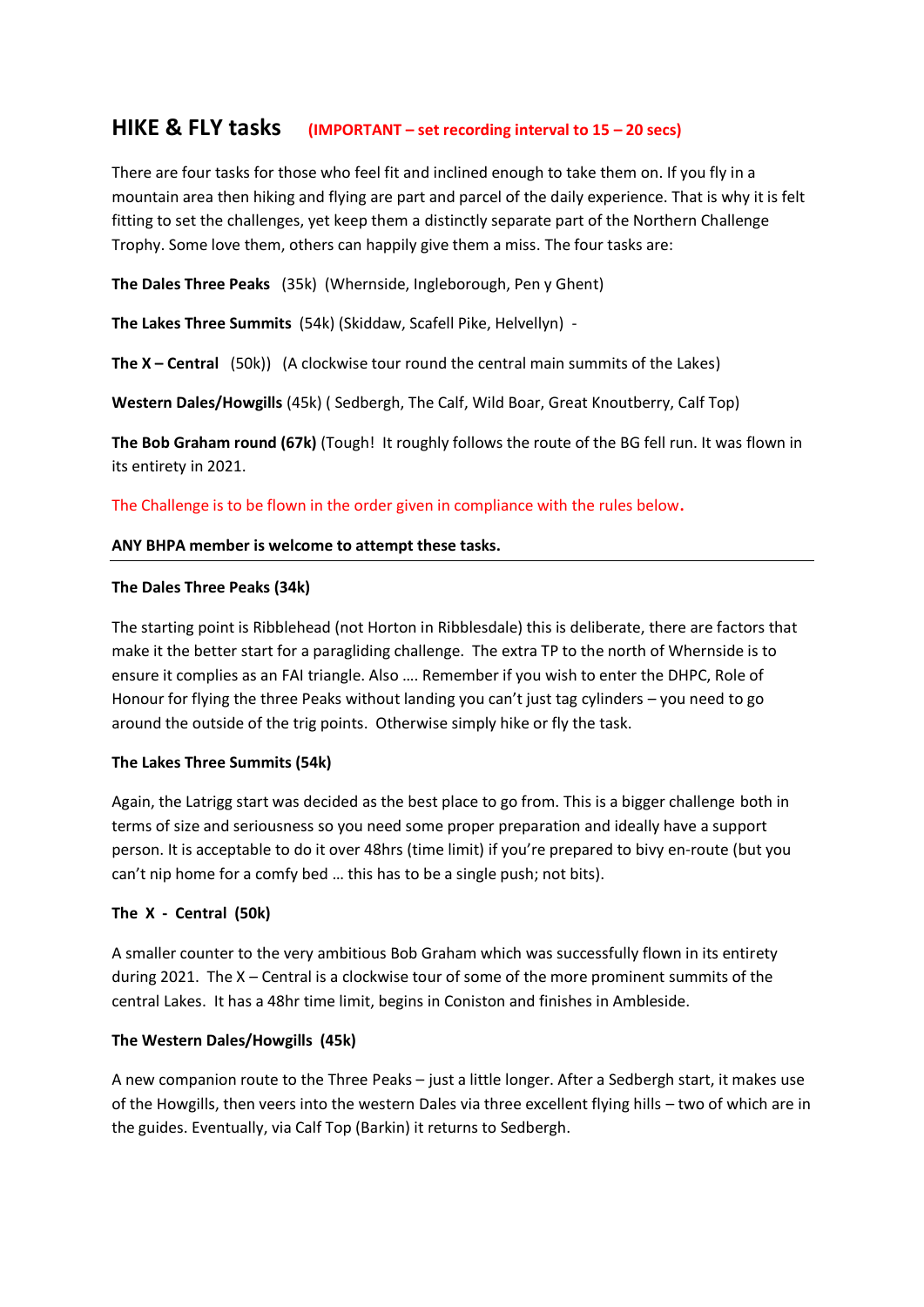## HIKE & FLY tasks **(IMPORTANT – set recording interval to 15 – 20 secs)**

There are four tasks for those who feel fit and inclined enough to take them on. If you fly in a mountain area then hiking and flying are part and parcel of the daily experience. That is why it is felt fitting to set the challenges, yet keep them a distinctly separate part of the Northern Challenge Trophy. Some love them, others can happily give them a miss. The four tasks are:

**The Dales Three Peaks** (35k) (Whernside, Ingleborough, Pen y Ghent)

**The Lakes Three Summits** (54k) (Skiddaw, Scafell Pike, Helvellyn) -

**The X – Central** (50k)) (A clockwise tour round the central main summits of the Lakes)

**Western Dales/Howgills** (45k) ( Sedbergh, The Calf, Wild Boar, Great Knoutberry, Calf Top)

**The Bob Graham round (67k)** (Tough! It roughly follows the route of the BG fell run. It was flown in its entirety in 2021.

The Challenge is to be flown in the order given in compliance with the rules below.

**ANY BHPA member is welcome to attempt these tasks.**

---

### The Dales Three Peaks (34k)

The starting point is Ribblehead (not Horton in Ribblesdale) this is deliberate, there are factors that make it the better start for a paragliding challenge. The extra TP to the north of Whernside is to ensure it complies as an FAI triangle. Also …. Remember if you wish to enter the DHPC, Role of Honour for flying the three Peaks without landing you can't just tag cylinders – you need to go around the outside of the trig points. Otherwise simply hike or fly the task.

### The Lakes Three Summits (54k)

Again, the Latrigg start was decided as the best place to go from. This is a bigger challenge both in terms of size and seriousness so you need some proper preparation and ideally have a support person. It is acceptable to do it over 48hrs (time limit) if you're prepared to bivy en-route (but you can't nip home for a comfy bed … this has to be a single push; not bits).

### The X - Central (50k)

A smaller counter to the very ambitious Bob Graham which was successfully flown in its entirety during 2021. The X – Central is a clockwise tour of some of the more prominent summits of the central Lakes. It has a 48hr time limit, begins in Coniston and finishes in Ambleside.

### The Western Dales/Howgills (45k)

A new companion route to the Three Peaks – just a little longer. After a Sedbergh start, it makes use of the Howgills, then veers into the western Dales via three excellent flying hills – two of which are in the guides. Eventually, via Calf Top (Barkin) it returns to Sedbergh.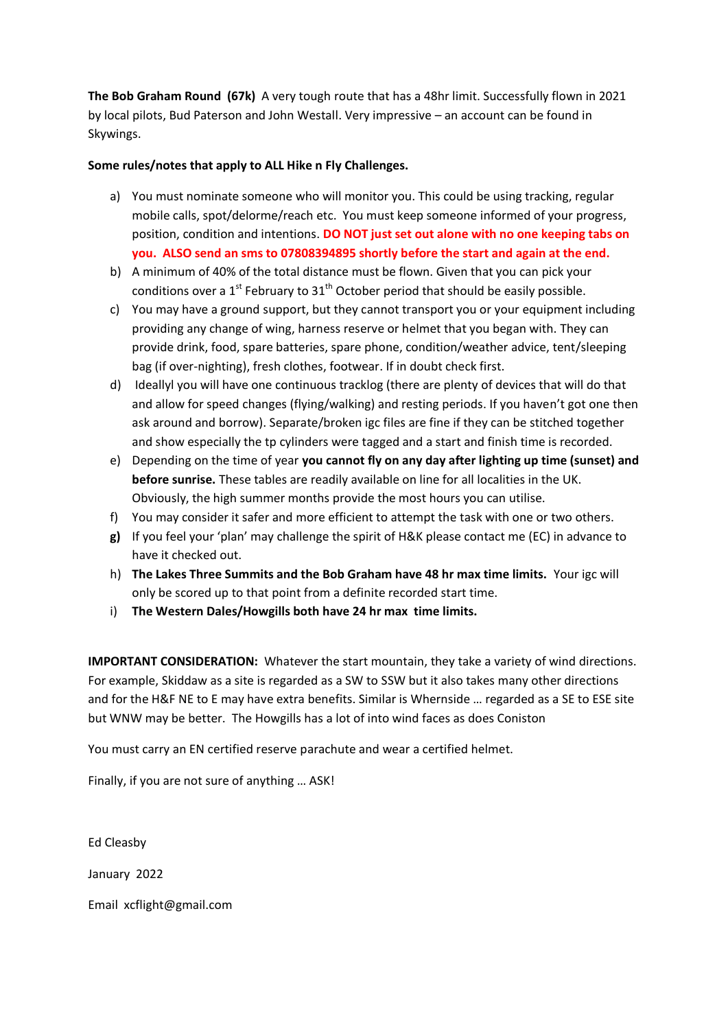**The Bob Graham Round (67k)** A very tough route that has a 48hr limit. Successfully flown in 2021 by local pilots, Bud Paterson and John Westall. Very impressive – an account can be found in Skywings.

**Some rules/notes that apply to ALL Hike n Fly Challenges.**

a) You must nominate someone who will monitor you. This could be using tracking, regular mobile calls, spot/delorme/reach etc. You must keep someone informed of your progress, position, condition and intentions. **DO NOT just set out alone with no one keeping tabs on you. ALSO send an sms to 07808394895 shortly before the start and again at the end.**

b) A minimum of 40% of the total distance must be flown. Given that you can pick your conditions over a 1st February to 31st October period that should be easily possible.

c) You may have a ground support, but they cannot transport you or your equipment including providing any change of wing, harness reserve or helmet that you began with. They can provide drink, food, spare batteries, spare phone, condition/weather advice, tent/sleeping bag (if over-nighting), fresh clothes, footwear. If in doubt check first.

d) Ideallyl you will have one continuous tracklog (there are plenty of devices that will do that and allow for speed changes (flying/walking) and resting periods. If you haven't got one then ask around and borrow). Separate/broken igc files are fine if they can be stitched together and show especially the tp cylinders were tagged and a start and finish time is recorded.

e) Depending on the time of year **you cannot fly on any day after lighting up time (sunset) and before sunrise.** These tables are readily available on line for all localities in the UK. Obviously, the high summer months provide the most hours you can utilise.

f) You may consider it safer and more efficient to attempt the task with one or two others.

**g)** If you feel your 'plan' may challenge the spirit of H&K please contact me (EC) in advance to have it checked out.

h) **The Lakes Three Summits and the Bob Graham have 48 hr max time limits.** Your igc will only be scored up to that point from a definite recorded start time.

i) **The Western Dales/Howgills both have 24 hr max time limits.**

**IMPORTANT CONSIDERATION:** Whatever the start mountain, they take a variety of wind directions. For example, Skiddaw as a site is regarded as a SW to SSW but it also takes many other directions and for the H&F NE to E may have extra benefits. Similar is Whernside … regarded as a SE to ESE site but WNW may be better. The Howgills has a lot of into wind faces as does Coniston

You must carry an EN certified reserve parachute and wear a certified helmet.

Finally, if you are not sure of anything … ASK!

Ed Cleasby

January 2022

Email xcflight@gmail.com